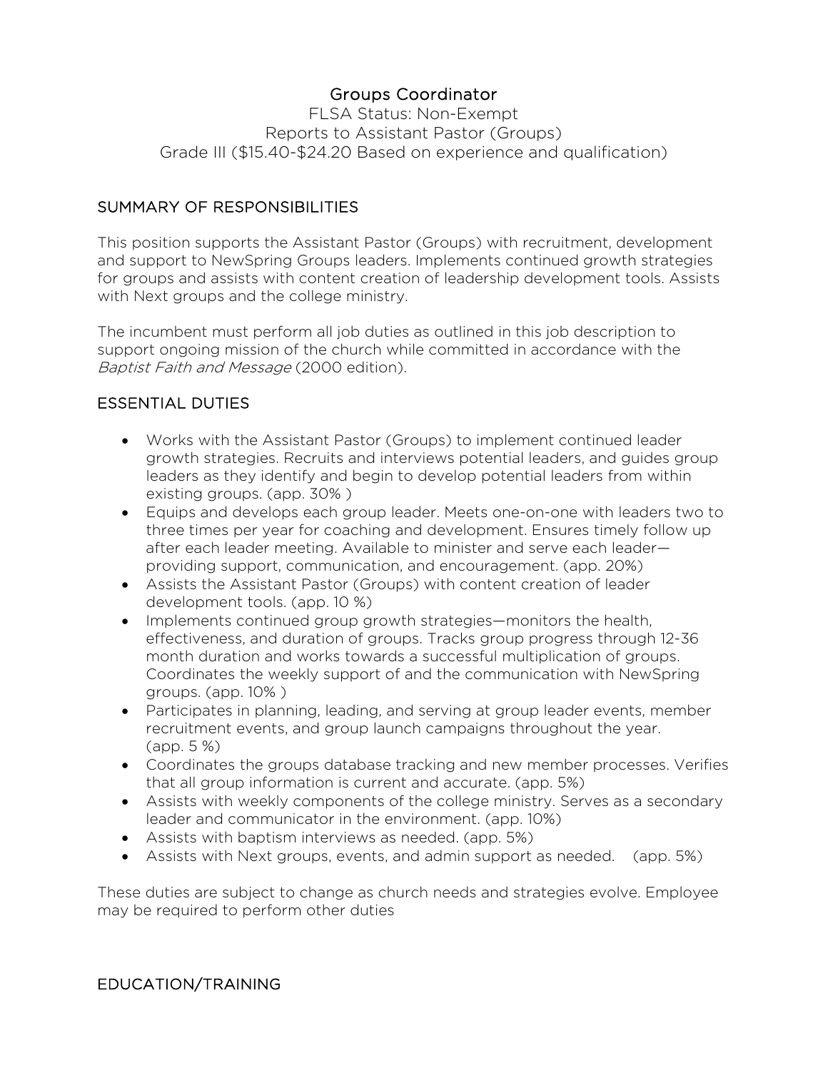# Groups Coordinator

FLSA Status: Non-Exempt
Reports to Assistant Pastor (Groups)
Grade III ($15.40-$24.20 Based on experience and qualification)

## SUMMARY OF RESPONSIBILITIES

This position supports the Assistant Pastor (Groups) with recruitment, development and support to NewSpring Groups leaders. Implements continued growth strategies for groups and assists with content creation of leadership development tools. Assists with Next groups and the college ministry.

The incumbent must perform all job duties as outlined in this job description to support ongoing mission of the church while committed in accordance with the *Baptist Faith and Message* (2000 edition).

## ESSENTIAL DUTIES

- Works with the Assistant Pastor (Groups) to implement continued leader growth strategies. Recruits and interviews potential leaders, and guides group leaders as they identify and begin to develop potential leaders from within existing groups. (app. 30% )
- Equips and develops each group leader. Meets one-on-one with leaders two to three times per year for coaching and development. Ensures timely follow up after each leader meeting. Available to minister and serve each leader—providing support, communication, and encouragement. (app. 20%)
- Assists the Assistant Pastor (Groups) with content creation of leader development tools. (app. 10 %)
- Implements continued group growth strategies—monitors the health, effectiveness, and duration of groups. Tracks group progress through 12-36 month duration and works towards a successful multiplication of groups. Coordinates the weekly support of and the communication with NewSpring groups. (app. 10% )
- Participates in planning, leading, and serving at group leader events, member recruitment events, and group launch campaigns throughout the year. (app. 5 %)
- Coordinates the groups database tracking and new member processes. Verifies that all group information is current and accurate. (app. 5%)
- Assists with weekly components of the college ministry. Serves as a secondary leader and communicator in the environment. (app. 10%)
- Assists with baptism interviews as needed. (app. 5%)
- Assists with Next groups, events, and admin support as needed. (app. 5%)

These duties are subject to change as church needs and strategies evolve. Employee may be required to perform other duties

## EDUCATION/TRAINING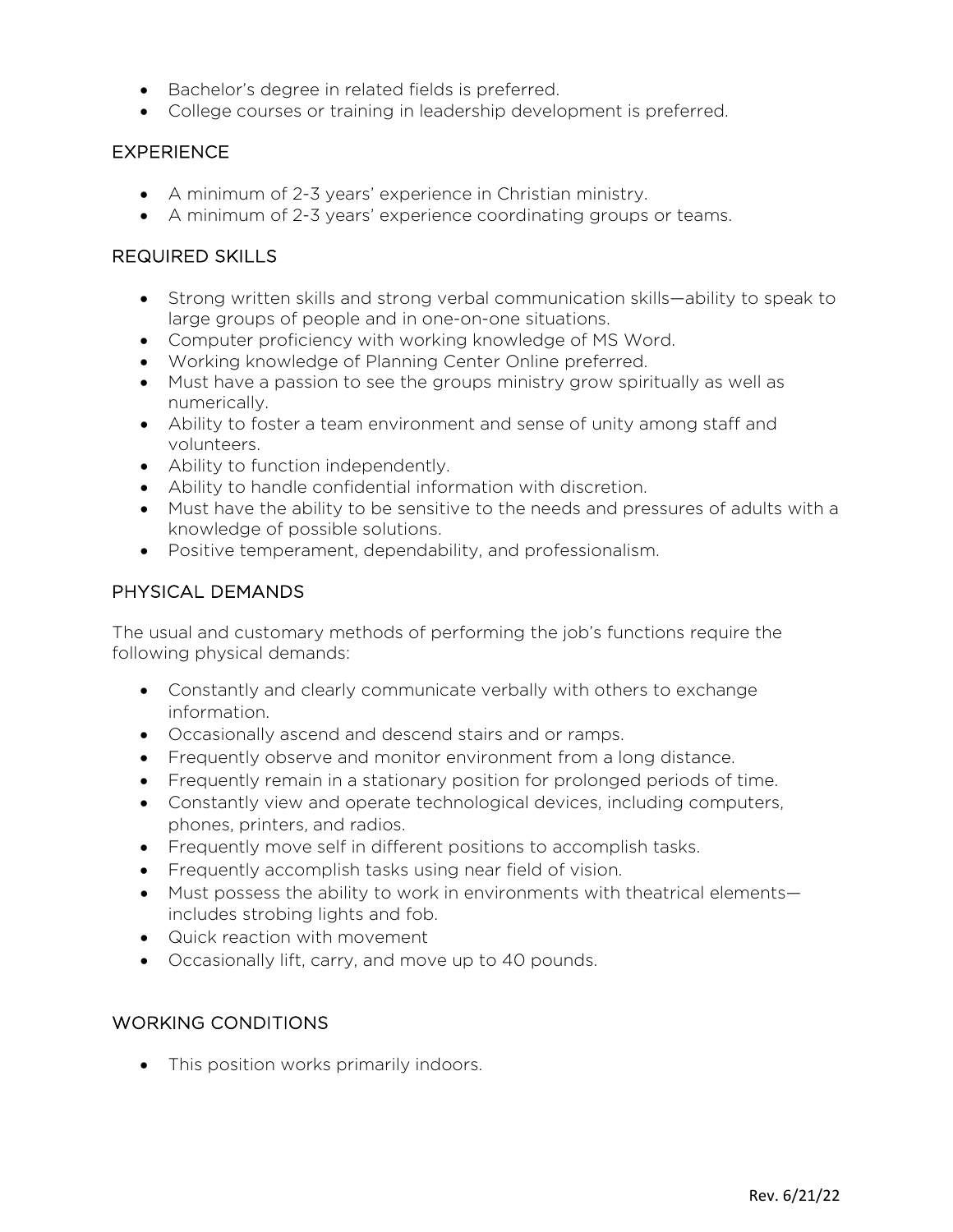- Bachelor's degree in related fields is preferred.
- College courses or training in leadership development is preferred.

## EXPERIENCE

- A minimum of 2-3 years' experience in Christian ministry.
- A minimum of 2-3 years' experience coordinating groups or teams.

## REQUIRED SKILLS

- Strong written skills and strong verbal communication skills—ability to speak to large groups of people and in one-on-one situations.
- Computer proficiency with working knowledge of MS Word.
- Working knowledge of Planning Center Online preferred.
- Must have a passion to see the groups ministry grow spiritually as well as numerically.
- Ability to foster a team environment and sense of unity among staff and volunteers.
- Ability to function independently.
- Ability to handle confidential information with discretion.
- Must have the ability to be sensitive to the needs and pressures of adults with a knowledge of possible solutions.
- Positive temperament, dependability, and professionalism.

## PHYSICAL DEMANDS

The usual and customary methods of performing the job's functions require the following physical demands:

- Constantly and clearly communicate verbally with others to exchange information.
- Occasionally ascend and descend stairs and or ramps.
- Frequently observe and monitor environment from a long distance.
- Frequently remain in a stationary position for prolonged periods of time.
- Constantly view and operate technological devices, including computers, phones, printers, and radios.
- Frequently move self in different positions to accomplish tasks.
- Frequently accomplish tasks using near field of vision.
- Must possess the ability to work in environments with theatrical elements—includes strobing lights and fob.
- Quick reaction with movement
- Occasionally lift, carry, and move up to 40 pounds.

## WORKING CONDITIONS

- This position works primarily indoors.

Rev. 6/21/22